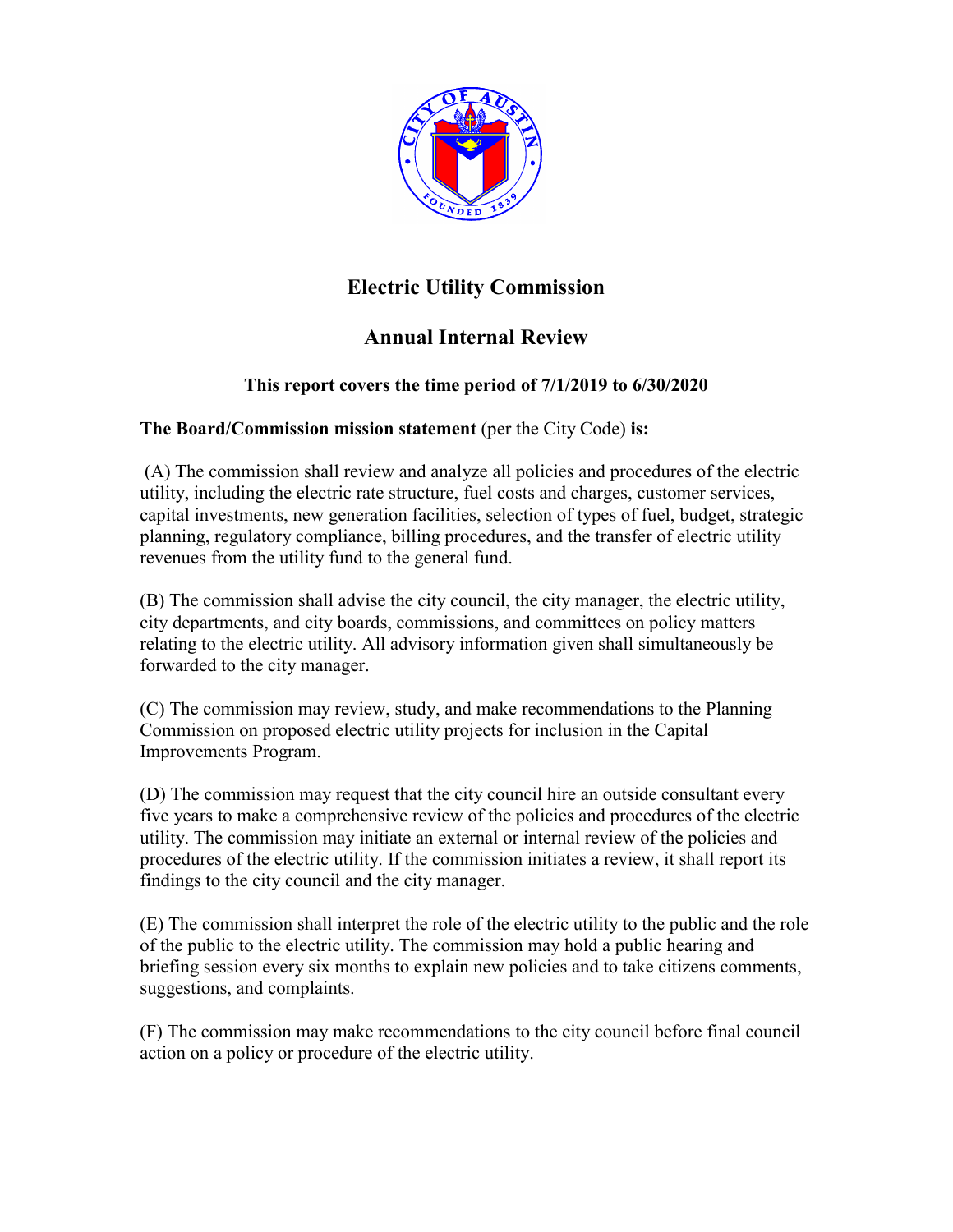# Electric Utility Commission

## Annual Internal Review

### This report covers the time period of 7/1/2019 to 6/30/2020

**The Board/Commission mission statement** (per the City Code) **is:**

(A) The commission shall review and analyze all policies and procedures of the electric utility, including the electric rate structure, fuel costs and charges, customer services, capital investments, new generation facilities, selection of types of fuel, budget, strategic planning, regulatory compliance, billing procedures, and the transfer of electric utility revenues from the utility fund to the general fund.

(B) The commission shall advise the city council, the city manager, the electric utility, city departments, and city boards, commissions, and committees on policy matters relating to the electric utility. All advisory information given shall simultaneously be forwarded to the city manager.

(C) The commission may review, study, and make recommendations to the Planning Commission on proposed electric utility projects for inclusion in the Capital Improvements Program.

(D) The commission may request that the city council hire an outside consultant every five years to make a comprehensive review of the policies and procedures of the electric utility. The commission may initiate an external or internal review of the policies and procedures of the electric utility. If the commission initiates a review, it shall report its findings to the city council and the city manager.

(E) The commission shall interpret the role of the electric utility to the public and the role of the public to the electric utility. The commission may hold a public hearing and briefing session every six months to explain new policies and to take citizens comments, suggestions, and complaints.

(F) The commission may make recommendations to the city council before final council action on a policy or procedure of the electric utility.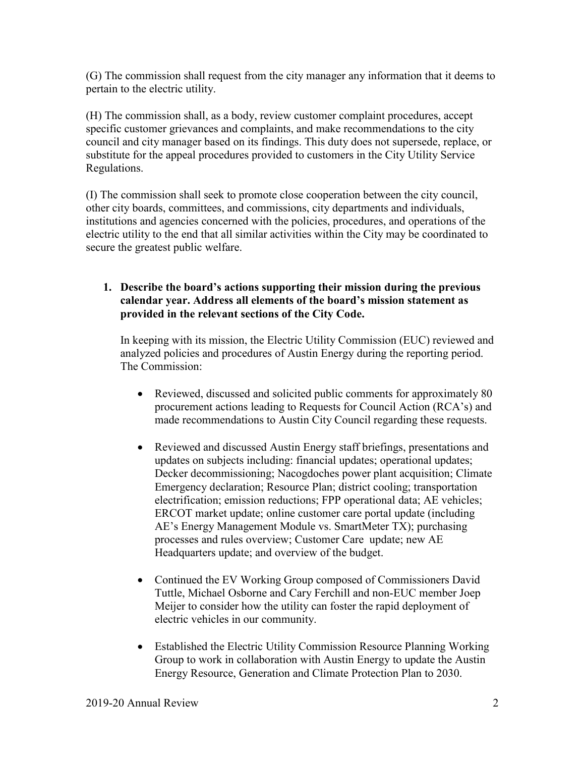(G) The commission shall request from the city manager any information that it deems to pertain to the electric utility.

(H) The commission shall, as a body, review customer complaint procedures, accept specific customer grievances and complaints, and make recommendations to the city council and city manager based on its findings. This duty does not supersede, replace, or substitute for the appeal procedures provided to customers in the City Utility Service Regulations.

(I) The commission shall seek to promote close cooperation between the city council, other city boards, committees, and commissions, city departments and individuals, institutions and agencies concerned with the policies, procedures, and operations of the electric utility to the end that all similar activities within the City may be coordinated to secure the greatest public welfare.

1. **Describe the board's actions supporting their mission during the previous calendar year. Address all elements of the board's mission statement as provided in the relevant sections of the City Code.**

   In keeping with its mission, the Electric Utility Commission (EUC) reviewed and analyzed policies and procedures of Austin Energy during the reporting period. The Commission:

   - Reviewed, discussed and solicited public comments for approximately 80 procurement actions leading to Requests for Council Action (RCA's) and made recommendations to Austin City Council regarding these requests.

   - Reviewed and discussed Austin Energy staff briefings, presentations and updates on subjects including: financial updates; operational updates; Decker decommissioning; Nacogdoches power plant acquisition; Climate Emergency declaration; Resource Plan; district cooling; transportation electrification; emission reductions; FPP operational data; AE vehicles; ERCOT market update; online customer care portal update (including AE's Energy Management Module vs. SmartMeter TX); purchasing processes and rules overview; Customer Care update; new AE Headquarters update; and overview of the budget.

   - Continued the EV Working Group composed of Commissioners David Tuttle, Michael Osborne and Cary Ferchill and non-EUC member Joep Meijer to consider how the utility can foster the rapid deployment of electric vehicles in our community.

   - Established the Electric Utility Commission Resource Planning Working Group to work in collaboration with Austin Energy to update the Austin Energy Resource, Generation and Climate Protection Plan to 2030.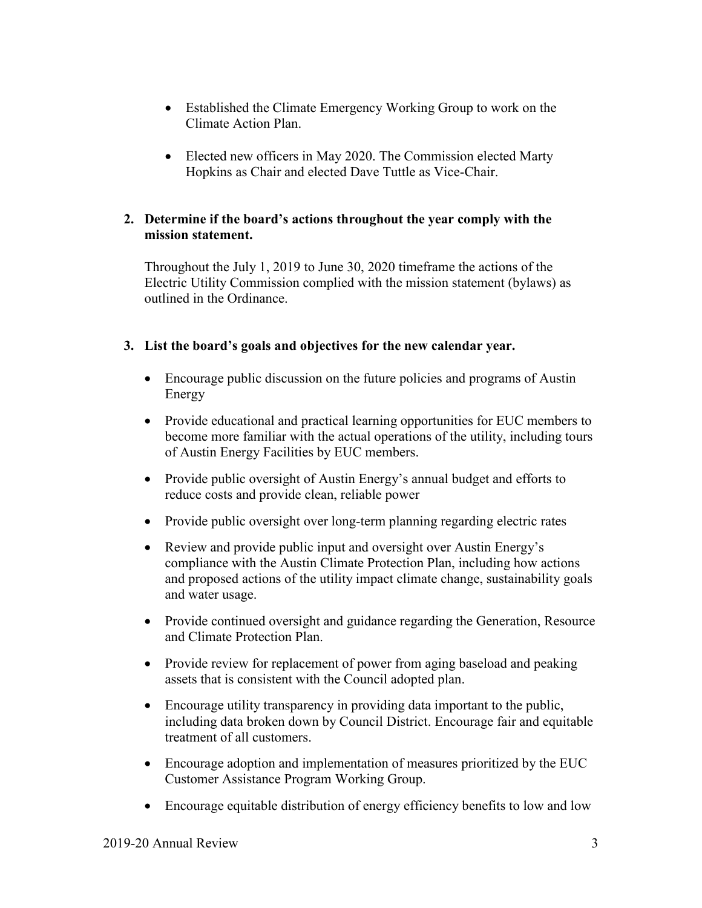- Established the Climate Emergency Working Group to work on the Climate Action Plan.

- Elected new officers in May 2020. The Commission elected Marty Hopkins as Chair and elected Dave Tuttle as Vice-Chair.

**2. Determine if the board's actions throughout the year comply with the mission statement.**

Throughout the July 1, 2019 to June 30, 2020 timeframe the actions of the Electric Utility Commission complied with the mission statement (bylaws) as outlined in the Ordinance.

**3. List the board's goals and objectives for the new calendar year.**

- Encourage public discussion on the future policies and programs of Austin Energy

- Provide educational and practical learning opportunities for EUC members to become more familiar with the actual operations of the utility, including tours of Austin Energy Facilities by EUC members.

- Provide public oversight of Austin Energy's annual budget and efforts to reduce costs and provide clean, reliable power

- Provide public oversight over long-term planning regarding electric rates

- Review and provide public input and oversight over Austin Energy's compliance with the Austin Climate Protection Plan, including how actions and proposed actions of the utility impact climate change, sustainability goals and water usage.

- Provide continued oversight and guidance regarding the Generation, Resource and Climate Protection Plan.

- Provide review for replacement of power from aging baseload and peaking assets that is consistent with the Council adopted plan.

- Encourage utility transparency in providing data important to the public, including data broken down by Council District. Encourage fair and equitable treatment of all customers.

- Encourage adoption and implementation of measures prioritized by the EUC Customer Assistance Program Working Group.

- Encourage equitable distribution of energy efficiency benefits to low and low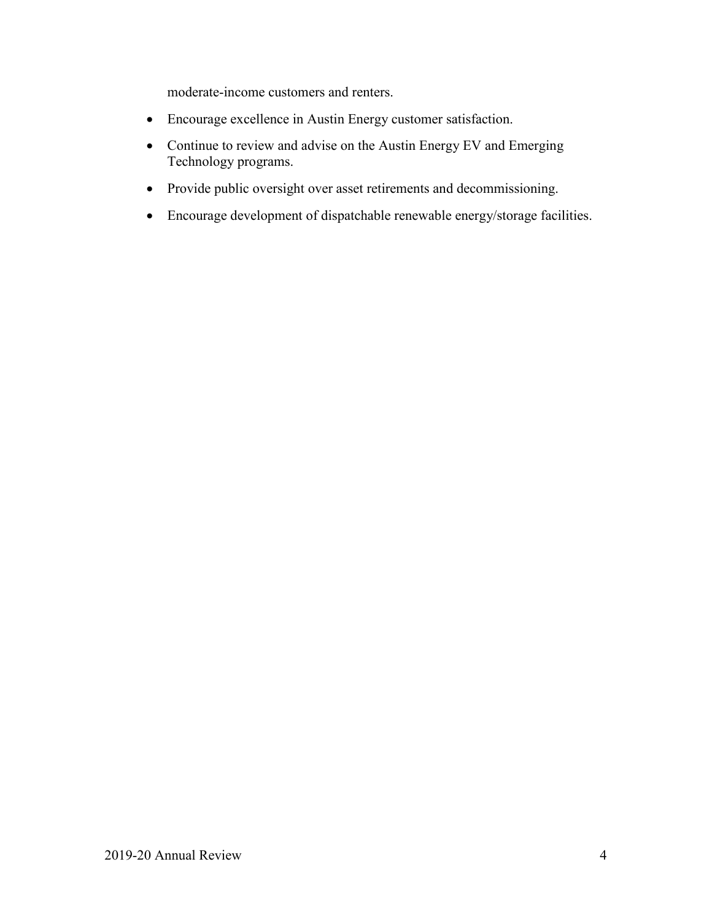moderate-income customers and renters.

- Encourage excellence in Austin Energy customer satisfaction.
- Continue to review and advise on the Austin Energy EV and Emerging Technology programs.
- Provide public oversight over asset retirements and decommissioning.
- Encourage development of dispatchable renewable energy/storage facilities.